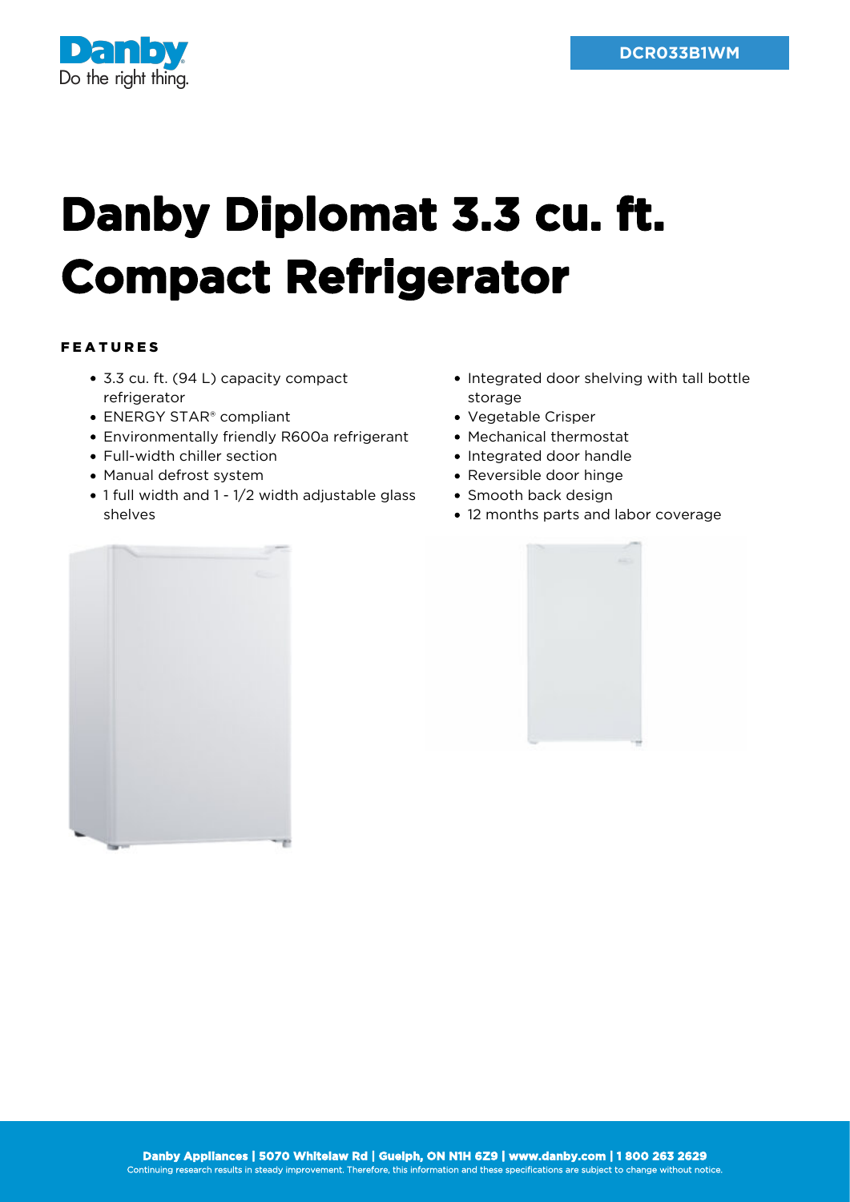DCR033B1WM

# Danby Diplomat 3.3 cu. ft. Compact Refrigerator

## FEATURES

- 3.3 cu. ft. (94 L) capacity compact refrigerator
- ENERGY STAR® compliant
- Environmentally friendly R600a refrigerant
- Full-width chiller section
- Manual defrost system
- 1 full width and 1 - 1/2 width adjustable glass shelves
- Integrated door shelving with tall bottle storage
- Vegetable Crisper
- Mechanical thermostat
- Integrated door handle
- Reversible door hinge
- Smooth back design
- 12 months parts and labor coverage

**Danby Appliances | 5070 Whitelaw Rd | Guelph, ON N1H 6Z9 | www.danby.com | 1 800 263 2629**

Continuing research results in steady improvement. Therefore, this information and these specifications are subject to change without notice.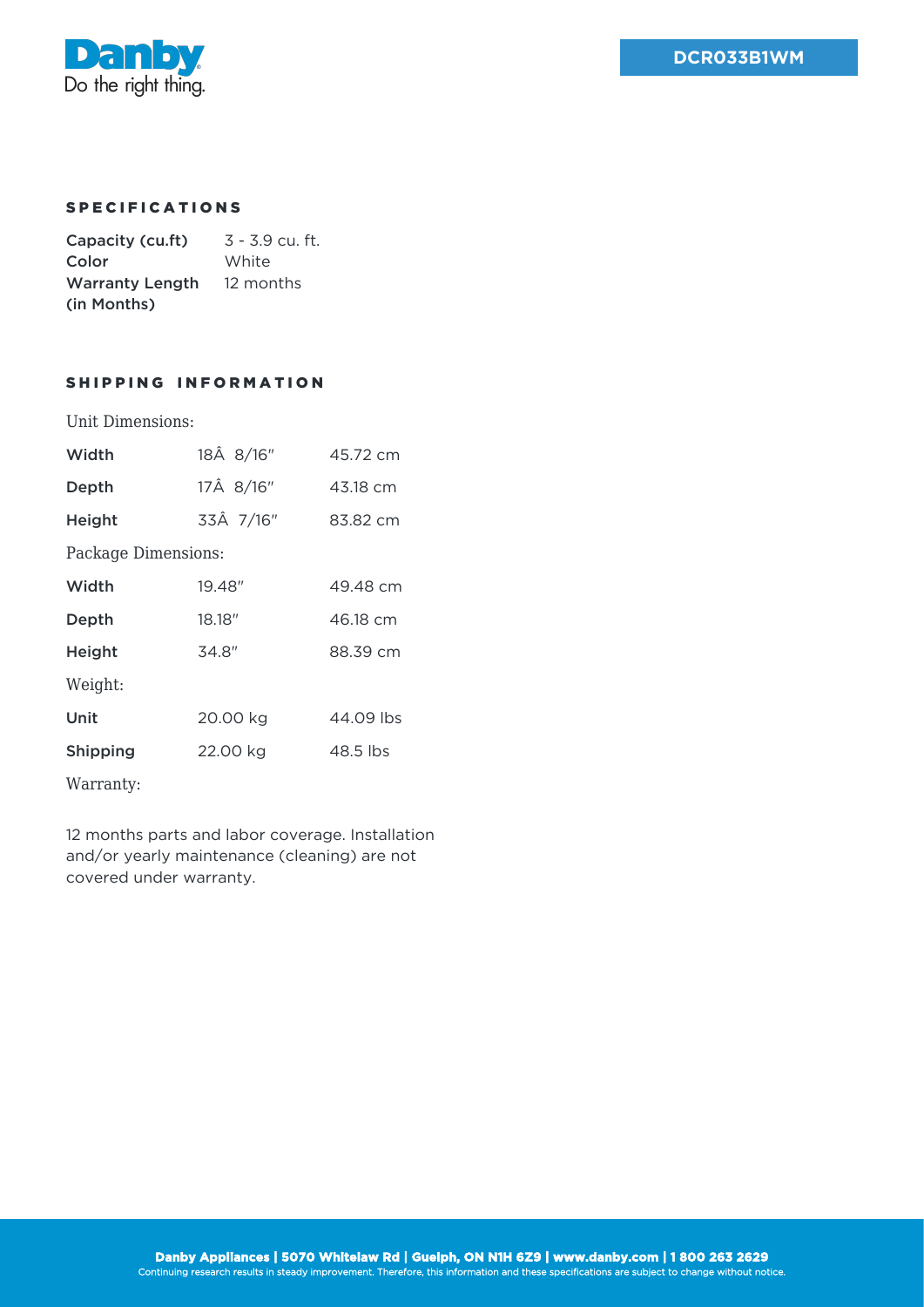DCR033B1WM

## SPECIFICATIONS

| | |
|---|---|
| **Capacity (cu.ft)** | 3 - 3.9 cu. ft. |
| **Color** | White |
| **Warranty Length (in Months)** | 12 months |

## SHIPPING INFORMATION

| | | |
|---|---|---|
| Unit Dimensions: | | |
| **Width** | 18Â 8/16" | 45.72 cm |
| **Depth** | 17Â 8/16" | 43.18 cm |
| **Height** | 33Â 7/16" | 83.82 cm |
| Package Dimensions: | | |
| **Width** | 19.48" | 49.48 cm |
| **Depth** | 18.18" | 46.18 cm |
| **Height** | 34.8" | 88.39 cm |
| Weight: | | |
| **Unit** | 20.00 kg | 44.09 lbs |
| **Shipping** | 22.00 kg | 48.5 lbs |

Warranty:

12 months parts and labor coverage. Installation and/or yearly maintenance (cleaning) are not covered under warranty.

**Danby Appliances | 5070 Whitelaw Rd | Guelph, ON N1H 6Z9 | www.danby.com | 1 800 263 2629**

Continuing research results in steady improvement. Therefore, this information and these specifications are subject to change without notice.